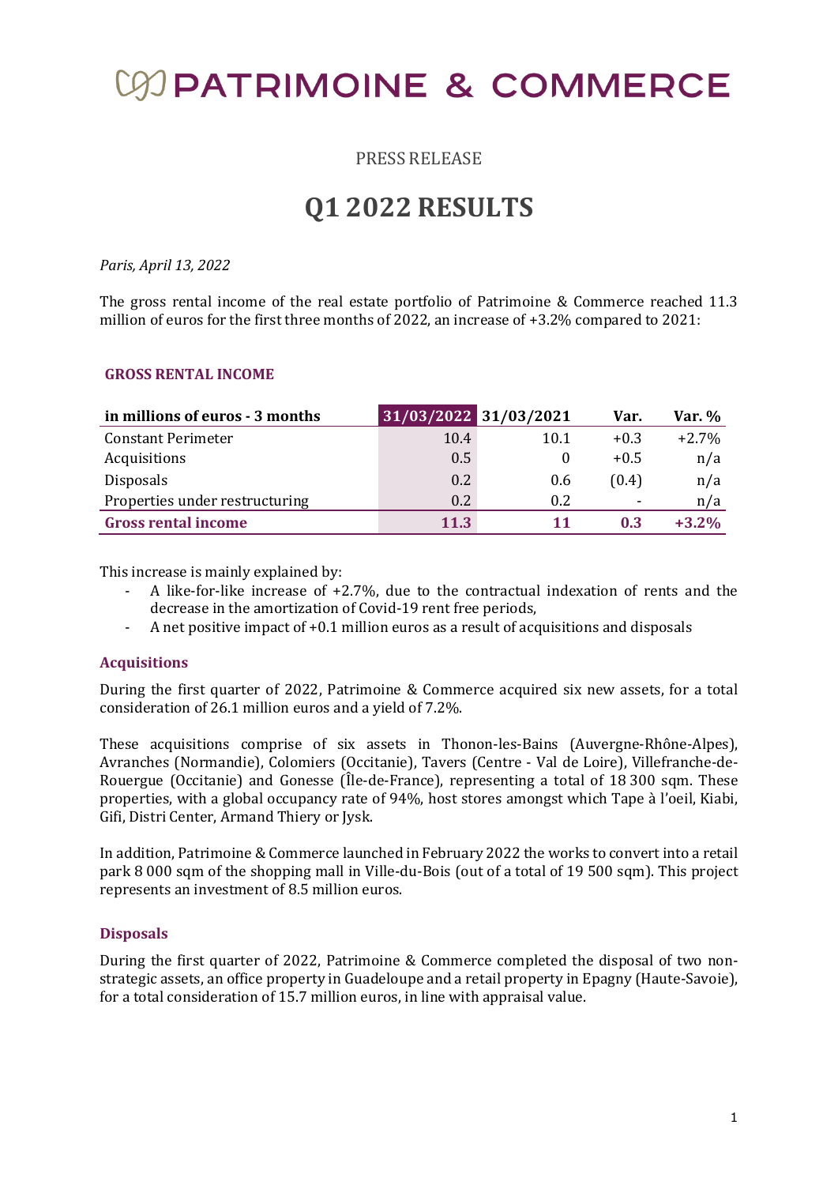// PATRIMOINE & COMMERCE

PRESS RELEASE

# Q1 2022 RESULTS

*Paris, April 13, 2022*

The gross rental income of the real estate portfolio of Patrimoine & Commerce reached 11.3 million of euros for the first three months of 2022, an increase of +3.2% compared to 2021:

### GROSS RENTAL INCOME

| in millions of euros - 3 months | 31/03/2022 | 31/03/2021 | Var. | Var. % |
|---|---|---|---|---|
| Constant Perimeter | 10.4 | 10.1 | +0.3 | +2.7% |
| Acquisitions | 0.5 | 0 | +0.5 | n/a |
| Disposals | 0.2 | 0.6 | (0.4) | n/a |
| Properties under restructuring | 0.2 | 0.2 | - | n/a |
| **Gross rental income** | **11.3** | **11** | **0.3** | **+3.2%** |

This increase is mainly explained by:

- A like-for-like increase of +2.7%, due to the contractual indexation of rents and the decrease in the amortization of Covid-19 rent free periods,
- A net positive impact of +0.1 million euros as a result of acquisitions and disposals

### Acquisitions

During the first quarter of 2022, Patrimoine & Commerce acquired six new assets, for a total consideration of 26.1 million euros and a yield of 7.2%.

These acquisitions comprise of six assets in Thonon-les-Bains (Auvergne-Rhône-Alpes), Avranches (Normandie), Colomiers (Occitanie), Tavers (Centre - Val de Loire), Villefranche-de-Rouergue (Occitanie) and Gonesse (Île-de-France), representing a total of 18 300 sqm. These properties, with a global occupancy rate of 94%, host stores amongst which Tape à l'oeil, Kiabi, Gifi, Distri Center, Armand Thiery or Jysk.

In addition, Patrimoine & Commerce launched in February 2022 the works to convert into a retail park 8 000 sqm of the shopping mall in Ville-du-Bois (out of a total of 19 500 sqm). This project represents an investment of 8.5 million euros.

### Disposals

During the first quarter of 2022, Patrimoine & Commerce completed the disposal of two non-strategic assets, an office property in Guadeloupe and a retail property in Epagny (Haute-Savoie), for a total consideration of 15.7 million euros, in line with appraisal value.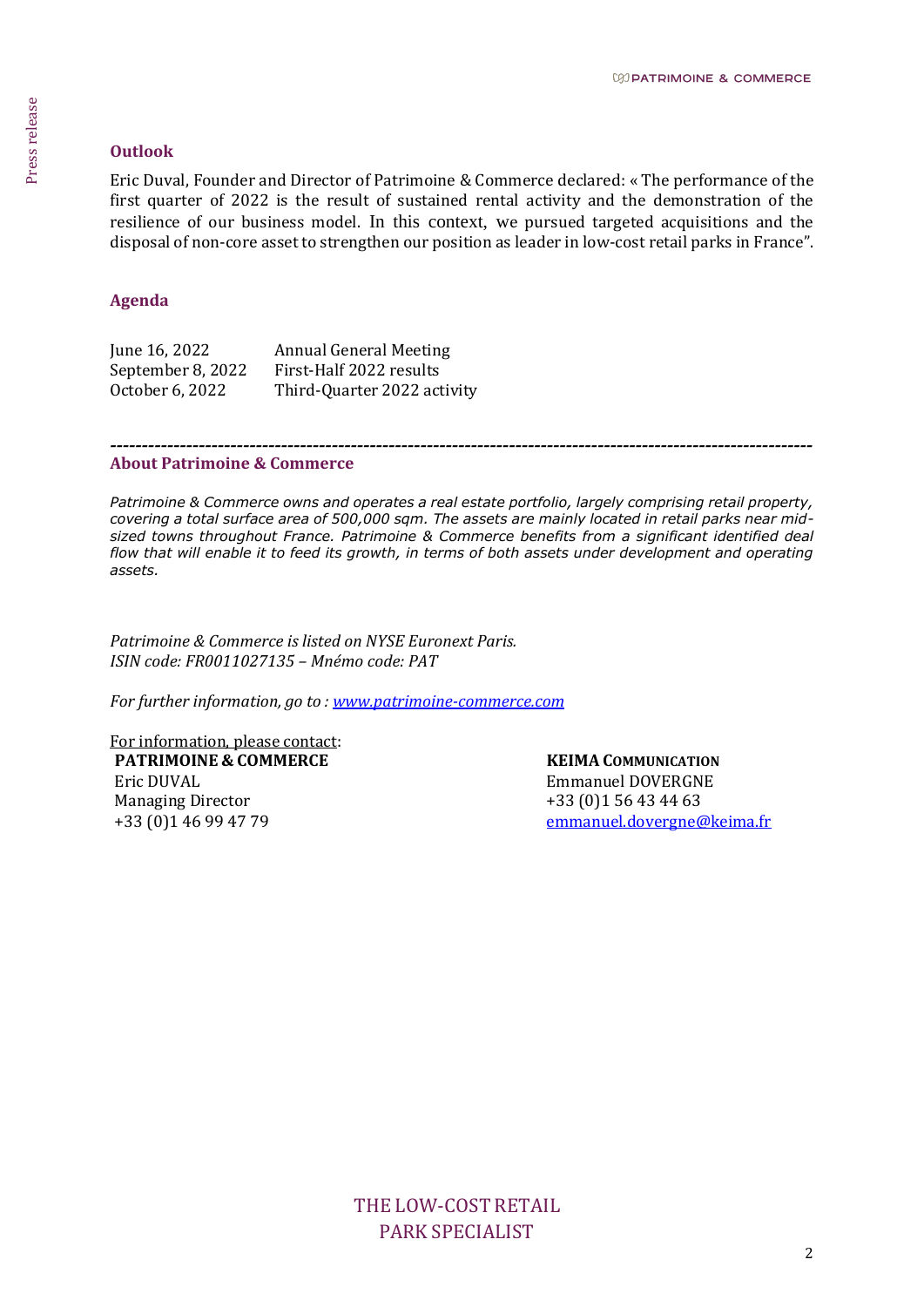## Outlook

Eric Duval, Founder and Director of Patrimoine & Commerce declared: « The performance of the first quarter of 2022 is the result of sustained rental activity and the demonstration of the resilience of our business model. In this context, we pursued targeted acquisitions and the disposal of non-core asset to strengthen our position as leader in low-cost retail parks in France".

## Agenda

| | |
|---|---|
| June 16, 2022 | Annual General Meeting |
| September 8, 2022 | First-Half 2022 results |
| October 6, 2022 | Third-Quarter 2022 activity |

---

## About Patrimoine & Commerce

*Patrimoine & Commerce owns and operates a real estate portfolio, largely comprising retail property, covering a total surface area of 500,000 sqm. The assets are mainly located in retail parks near mid-sized towns throughout France. Patrimoine & Commerce benefits from a significant identified deal flow that will enable it to feed its growth, in terms of both assets under development and operating assets.*

*Patrimoine & Commerce is listed on NYSE Euronext Paris.*
*ISIN code: FR0011027135 – Mnémo code: PAT*

*For further information, go to : [www.patrimoine-commerce.com](http://www.patrimoine-commerce.com)*

For information, please contact:

**PATRIMOINE & COMMERCE**
Eric DUVAL
Managing Director
+33 (0)1 46 99 47 79

**KEIMA COMMUNICATION**
Emmanuel DOVERGNE
+33 (0)1 56 43 44 63
[emmanuel.dovergne@keima.fr](mailto:emmanuel.dovergne@keima.fr)

THE LOW-COST RETAIL PARK SPECIALIST